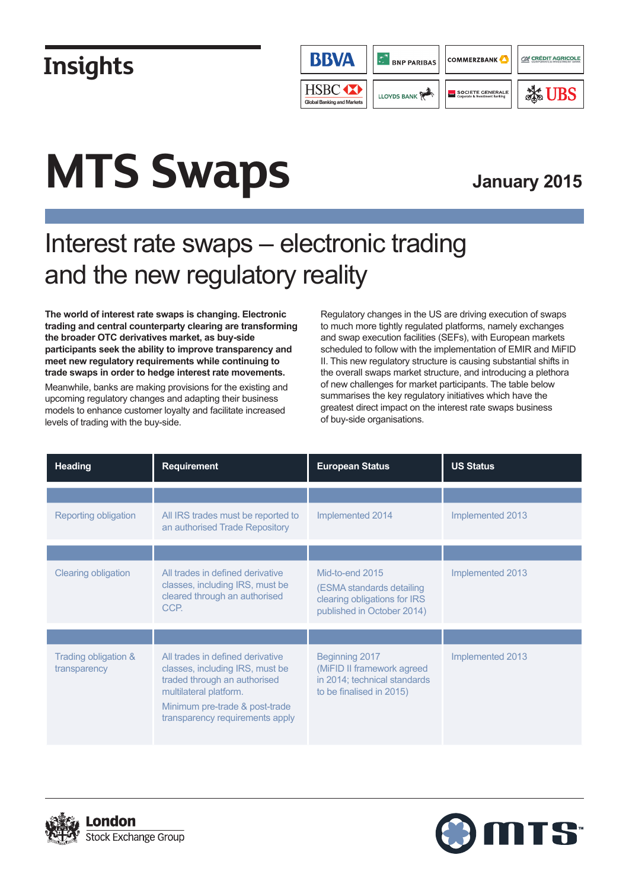Insights

# MTS Swaps

**January 2015**

## Interest rate swaps – electronic trading and the new regulatory reality

**The world of interest rate swaps is changing. Electronic trading and central counterparty clearing are transforming the broader OTC derivatives market, as buy-side participants seek the ability to improve transparency and meet new regulatory requirements while continuing to trade swaps in order to hedge interest rate movements.**

Meanwhile, banks are making provisions for the existing and upcoming regulatory changes and adapting their business models to enhance customer loyalty and facilitate increased levels of trading with the buy-side.

Regulatory changes in the US are driving execution of swaps to much more tightly regulated platforms, namely exchanges and swap execution facilities (SEFs), with European markets scheduled to follow with the implementation of EMIR and MiFID II. This new regulatory structure is causing substantial shifts in the overall swaps market structure, and introducing a plethora of new challenges for market participants. The table below summarises the key regulatory initiatives which have the greatest direct impact on the interest rate swaps business of buy-side organisations.

| Heading | Requirement | European Status | US Status |
|---|---|---|---|
| Reporting obligation | All IRS trades must be reported to an authorised Trade Repository | Implemented 2014 | Implemented 2013 |
| Clearing obligation | All trades in defined derivative classes, including IRS, must be cleared through an authorised CCP. | Mid-to-end 2015 (ESMA standards detailing clearing obligations for IRS published in October 2014) | Implemented 2013 |
| Trading obligation & transparency | All trades in defined derivative classes, including IRS, must be traded through an authorised multilateral platform. Minimum pre-trade & post-trade transparency requirements apply | Beginning 2017 (MiFID II framework agreed in 2014; technical standards to be finalised in 2015) | Implemented 2013 |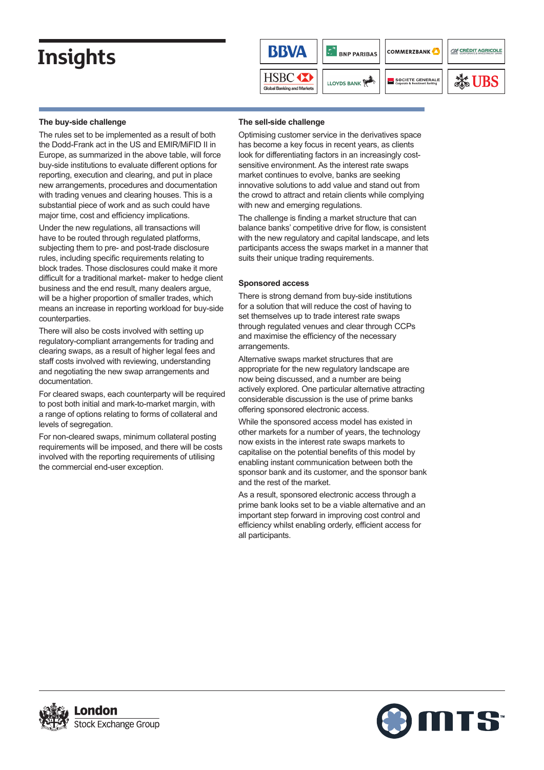# Insights

### The buy-side challenge

The rules set to be implemented as a result of both the Dodd-Frank act in the US and EMIR/MiFID II in Europe, as summarized in the above table, will force buy-side institutions to evaluate different options for reporting, execution and clearing, and put in place new arrangements, procedures and documentation with trading venues and clearing houses. This is a substantial piece of work and as such could have major time, cost and efficiency implications.

Under the new regulations, all transactions will have to be routed through regulated platforms, subjecting them to pre- and post-trade disclosure rules, including specific requirements relating to block trades. Those disclosures could make it more difficult for a traditional market- maker to hedge client business and the end result, many dealers argue, will be a higher proportion of smaller trades, which means an increase in reporting workload for buy-side counterparties.

There will also be costs involved with setting up regulatory-compliant arrangements for trading and clearing swaps, as a result of higher legal fees and staff costs involved with reviewing, understanding and negotiating the new swap arrangements and documentation.

For cleared swaps, each counterparty will be required to post both initial and mark-to-market margin, with a range of options relating to forms of collateral and levels of segregation.

For non-cleared swaps, minimum collateral posting requirements will be imposed, and there will be costs involved with the reporting requirements of utilising the commercial end-user exception.

### The sell-side challenge

Optimising customer service in the derivatives space has become a key focus in recent years, as clients look for differentiating factors in an increasingly cost-sensitive environment. As the interest rate swaps market continues to evolve, banks are seeking innovative solutions to add value and stand out from the crowd to attract and retain clients while complying with new and emerging regulations.

The challenge is finding a market structure that can balance banks' competitive drive for flow, is consistent with the new regulatory and capital landscape, and lets participants access the swaps market in a manner that suits their unique trading requirements.

### Sponsored access

There is strong demand from buy-side institutions for a solution that will reduce the cost of having to set themselves up to trade interest rate swaps through regulated venues and clear through CCPs and maximise the efficiency of the necessary arrangements.

Alternative swaps market structures that are appropriate for the new regulatory landscape are now being discussed, and a number are being actively explored. One particular alternative attracting considerable discussion is the use of prime banks offering sponsored electronic access.

While the sponsored access model has existed in other markets for a number of years, the technology now exists in the interest rate swaps markets to capitalise on the potential benefits of this model by enabling instant communication between both the sponsor bank and its customer, and the sponsor bank and the rest of the market.

As a result, sponsored electronic access through a prime bank looks set to be a viable alternative and an important step forward in improving cost control and efficiency whilst enabling orderly, efficient access for all participants.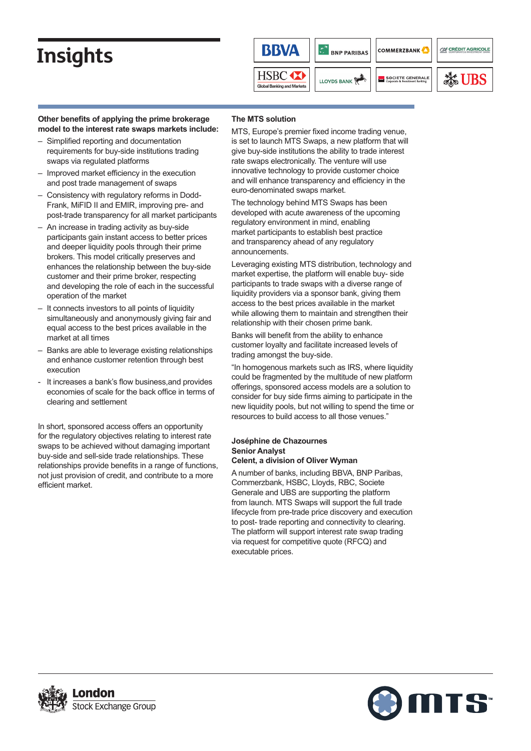# Insights

**Other benefits of applying the prime brokerage model to the interest rate swaps markets include:**

- Simplified reporting and documentation requirements for buy-side institutions trading swaps via regulated platforms
- Improved market efficiency in the execution and post trade management of swaps
- Consistency with regulatory reforms in Dodd-Frank, MiFID II and EMIR, improving pre- and post-trade transparency for all market participants
- An increase in trading activity as buy-side participants gain instant access to better prices and deeper liquidity pools through their prime brokers. This model critically preserves and enhances the relationship between the buy-side customer and their prime broker, respecting and developing the role of each in the successful operation of the market
- It connects investors to all points of liquidity simultaneously and anonymously giving fair and equal access to the best prices available in the market at all times
- Banks are able to leverage existing relationships and enhance customer retention through best execution
- It increases a bank's flow business,and provides economies of scale for the back office in terms of clearing and settlement

In short, sponsored access offers an opportunity for the regulatory objectives relating to interest rate swaps to be achieved without damaging important buy-side and sell-side trade relationships. These relationships provide benefits in a range of functions, not just provision of credit, and contribute to a more efficient market.

**The MTS solution**

MTS, Europe's premier fixed income trading venue, is set to launch MTS Swaps, a new platform that will give buy-side institutions the ability to trade interest rate swaps electronically. The venture will use innovative technology to provide customer choice and will enhance transparency and efficiency in the euro-denominated swaps market.

The technology behind MTS Swaps has been developed with acute awareness of the upcoming regulatory environment in mind, enabling market participants to establish best practice and transparency ahead of any regulatory announcements.

Leveraging existing MTS distribution, technology and market expertise, the platform will enable buy- side participants to trade swaps with a diverse range of liquidity providers via a sponsor bank, giving them access to the best prices available in the market while allowing them to maintain and strengthen their relationship with their chosen prime bank.

Banks will benefit from the ability to enhance customer loyalty and facilitate increased levels of trading amongst the buy-side.

"In homogenous markets such as IRS, where liquidity could be fragmented by the multitude of new platform offerings, sponsored access models are a solution to consider for buy side firms aiming to participate in the new liquidity pools, but not willing to spend the time or resources to build access to all those venues."

**Joséphine de Chazournes**
**Senior Analyst**
**Celent, a division of Oliver Wyman**

A number of banks, including BBVA, BNP Paribas, Commerzbank, HSBC, Lloyds, RBC, Societe Generale and UBS are supporting the platform from launch. MTS Swaps will support the full trade lifecycle from pre-trade price discovery and execution to post- trade reporting and connectivity to clearing. The platform will support interest rate swap trading via request for competitive quote (RFCQ) and executable prices.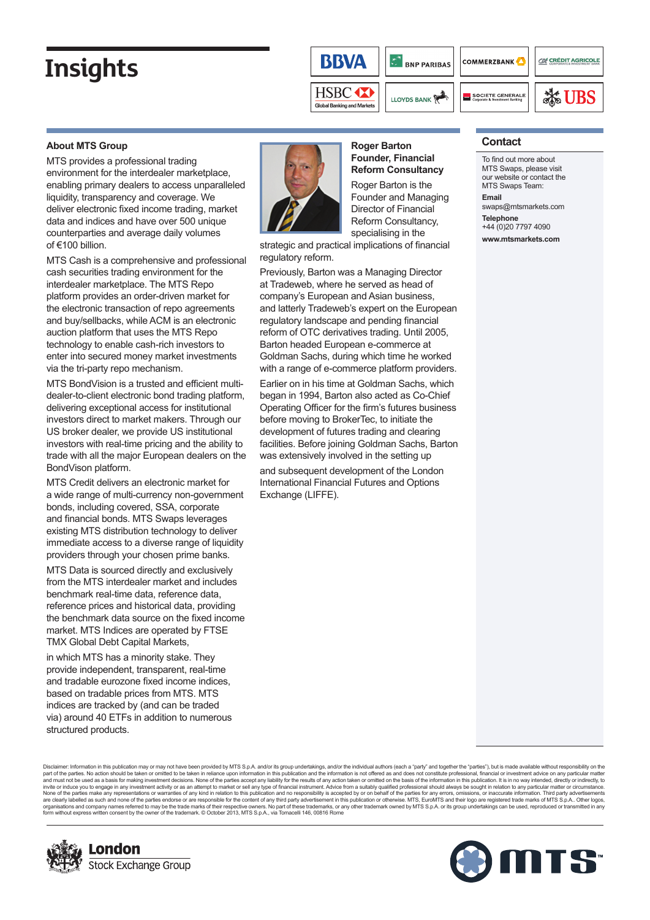# Insights

## About MTS Group

MTS provides a professional trading environment for the interdealer marketplace, enabling primary dealers to access unparalleled liquidity, transparency and coverage. We deliver electronic fixed income trading, market data and indices and have over 500 unique counterparties and average daily volumes of €100 billion.

MTS Cash is a comprehensive and professional cash securities trading environment for the interdealer marketplace. The MTS Repo platform provides an order-driven market for the electronic transaction of repo agreements and buy/sellbacks, while ACM is an electronic auction platform that uses the MTS Repo technology to enable cash-rich investors to enter into secured money market investments via the tri-party repo mechanism.

MTS BondVision is a trusted and efficient multi-dealer-to-client electronic bond trading platform, delivering exceptional access for institutional investors direct to market makers. Through our US broker dealer, we provide US institutional investors with real-time pricing and the ability to trade with all the major European dealers on the BondVison platform.

MTS Credit delivers an electronic market for a wide range of multi-currency non-government bonds, including covered, SSA, corporate and financial bonds. MTS Swaps leverages existing MTS distribution technology to deliver immediate access to a diverse range of liquidity providers through your chosen prime banks.

MTS Data is sourced directly and exclusively from the MTS interdealer market and includes benchmark real-time data, reference data, reference prices and historical data, providing the benchmark data source on the fixed income market. MTS Indices are operated by FTSE TMX Global Debt Capital Markets, in which MTS has a minority stake. They provide independent, transparent, real-time and tradable eurozone fixed income indices, based on tradable prices from MTS. MTS indices are tracked by (and can be traded via) around 40 ETFs in addition to numerous structured products.

## Roger Barton
**Founder, Financial Reform Consultancy**

Roger Barton is the Founder and Managing Director of Financial Reform Consultancy, specialising in the strategic and practical implications of financial regulatory reform.

Previously, Barton was a Managing Director at Tradeweb, where he served as head of company's European and Asian business, and latterly Tradeweb's expert on the European regulatory landscape and pending financial reform of OTC derivatives trading. Until 2005, Barton headed European e-commerce at Goldman Sachs, during which time he worked with a range of e-commerce platform providers.

Earlier on in his time at Goldman Sachs, which began in 1994, Barton also acted as Co-Chief Operating Officer for the firm's futures business before moving to BrokerTec, to initiate the development of futures trading and clearing facilities. Before joining Goldman Sachs, Barton was extensively involved in the setting up and subsequent development of the London International Financial Futures and Options Exchange (LIFFE).

## Contact

To find out more about MTS Swaps, please visit our website or contact the MTS Swaps Team:

**Email**
swaps@mtsmarkets.com

**Telephone**
+44 (0)20 7797 4090

**www.mtsmarkets.com**

Disclaimer: Information in this publication may or may not have been provided by MTS S.p.A. and/or its group undertakings, and/or the individual authors (each a "party" and together the "parties"), but is made available without responsibility on the part of the parties. No action should be taken or omitted to be taken in reliance upon information in this publication and the information is not offered as and does not constitute professional, financial or investment advice on any particular matter and must not be used as a basis for making investment decisions. None of the parties accept any liability for the results of any action taken or omitted on the basis of the information in this publication. It is in no way intended, directly or indirectly, to invite or induce you to engage in any investment activity or as an attempt to market or sell any type of financial instrument. Advice from a suitably qualified professional should always be sought in relation to any particular matter or circumstance. None of the parties make any representations or warranties of any kind in relation to this publication and no responsibility is accepted by or on behalf of the parties for any errors, omissions, or inaccurate information. Third party advertisements are clearly labelled as such and none of the parties endorse or are responsible for the content of any third party advertisement in this publication or otherwise. MTS, EuroMTS and their logo are registered trade marks of MTS S.p.A.. Other logos, organisations and company names referred to may be the trade marks of their respective owners. No part of these trademarks, or any other trademark owned by MTS S.p.A. or its group undertakings can be used, reproduced or transmitted in any form without express written consent by the owner of the trademark. © October 2013, MTS S.p.A., via Tomacelli 146, 00816 Rome